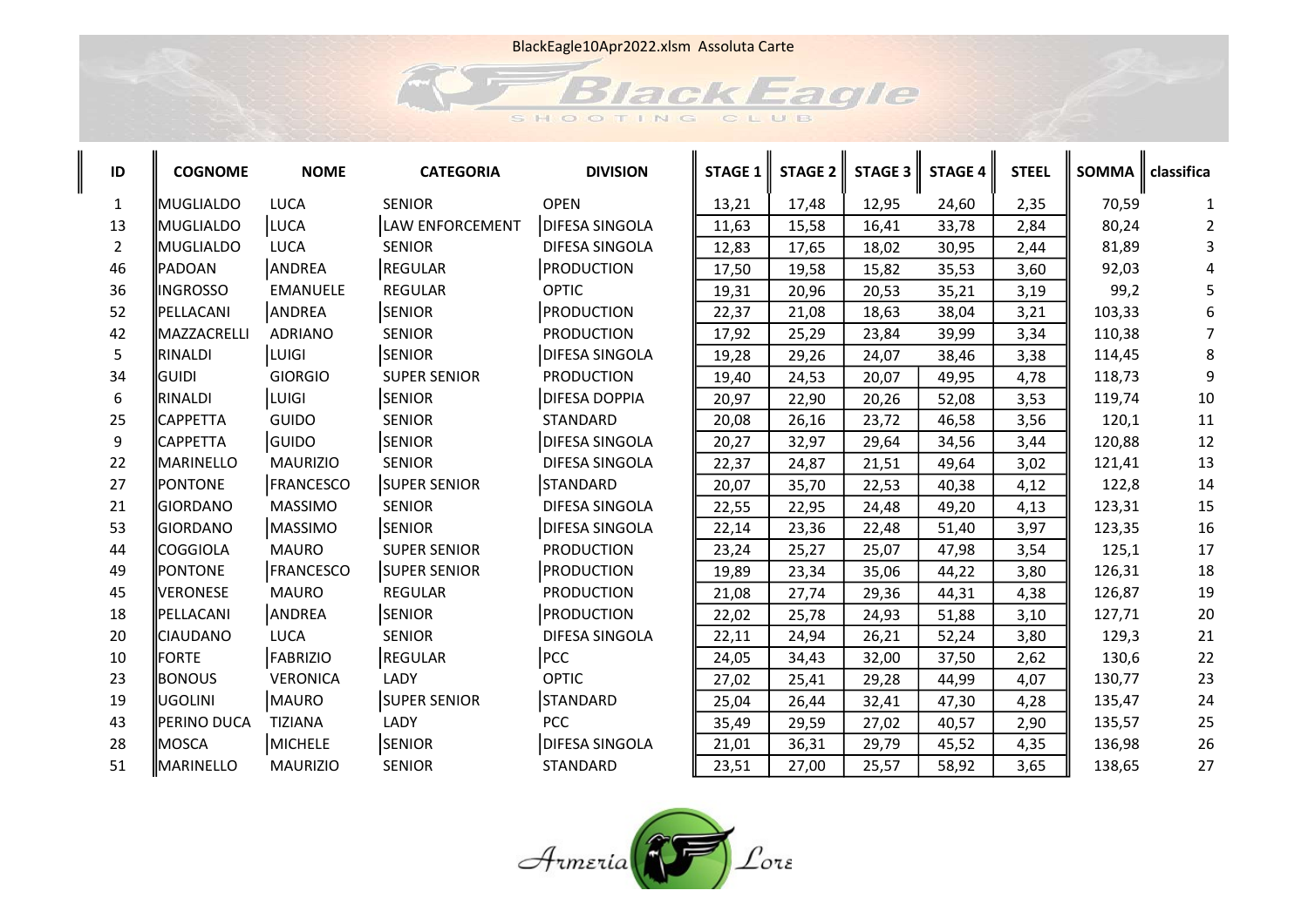BlackEagle10Apr2022.xlsm Assoluta Carte

| ID | COGNOME | NOME | CATEGORIA | DIVISION | STAGE 1 | STAGE 2 | STAGE 3 | STAGE 4 | STEEL | SOMMA | classifica |
|---|---|---|---|---|---|---|---|---|---|---|---|
| 1 | MUGLIALDO | LUCA | SENIOR | OPEN | 13,21 | 17,48 | 12,95 | 24,60 | 2,35 | 70,59 | 1 |
| 13 | MUGLIALDO | LUCA | LAW ENFORCEMENT | DIFESA SINGOLA | 11,63 | 15,58 | 16,41 | 33,78 | 2,84 | 80,24 | 2 |
| 2 | MUGLIALDO | LUCA | SENIOR | DIFESA SINGOLA | 12,83 | 17,65 | 18,02 | 30,95 | 2,44 | 81,89 | 3 |
| 46 | PADOAN | ANDREA | REGULAR | PRODUCTION | 17,50 | 19,58 | 15,82 | 35,53 | 3,60 | 92,03 | 4 |
| 36 | INGROSSO | EMANUELE | REGULAR | OPTIC | 19,31 | 20,96 | 20,53 | 35,21 | 3,19 | 99,2 | 5 |
| 52 | PELLACANI | ANDREA | SENIOR | PRODUCTION | 22,37 | 21,08 | 18,63 | 38,04 | 3,21 | 103,33 | 6 |
| 42 | MAZZACRELLI | ADRIANO | SENIOR | PRODUCTION | 17,92 | 25,29 | 23,84 | 39,99 | 3,34 | 110,38 | 7 |
| 5 | RINALDI | LUIGI | SENIOR | DIFESA SINGOLA | 19,28 | 29,26 | 24,07 | 38,46 | 3,38 | 114,45 | 8 |
| 34 | GUIDI | GIORGIO | SUPER SENIOR | PRODUCTION | 19,40 | 24,53 | 20,07 | 49,95 | 4,78 | 118,73 | 9 |
| 6 | RINALDI | LUIGI | SENIOR | DIFESA DOPPIA | 20,97 | 22,90 | 20,26 | 52,08 | 3,53 | 119,74 | 10 |
| 25 | CAPPETTA | GUIDO | SENIOR | STANDARD | 20,08 | 26,16 | 23,72 | 46,58 | 3,56 | 120,1 | 11 |
| 9 | CAPPETTA | GUIDO | SENIOR | DIFESA SINGOLA | 20,27 | 32,97 | 29,64 | 34,56 | 3,44 | 120,88 | 12 |
| 22 | MARINELLO | MAURIZIO | SENIOR | DIFESA SINGOLA | 22,37 | 24,87 | 21,51 | 49,64 | 3,02 | 121,41 | 13 |
| 27 | PONTONE | FRANCESCO | SUPER SENIOR | STANDARD | 20,07 | 35,70 | 22,53 | 40,38 | 4,12 | 122,8 | 14 |
| 21 | GIORDANO | MASSIMO | SENIOR | DIFESA SINGOLA | 22,55 | 22,95 | 24,48 | 49,20 | 4,13 | 123,31 | 15 |
| 53 | GIORDANO | MASSIMO | SENIOR | DIFESA SINGOLA | 22,14 | 23,36 | 22,48 | 51,40 | 3,97 | 123,35 | 16 |
| 44 | COGGIOLA | MAURO | SUPER SENIOR | PRODUCTION | 23,24 | 25,27 | 25,07 | 47,98 | 3,54 | 125,1 | 17 |
| 49 | PONTONE | FRANCESCO | SUPER SENIOR | PRODUCTION | 19,89 | 23,34 | 35,06 | 44,22 | 3,80 | 126,31 | 18 |
| 45 | VERONESE | MAURO | REGULAR | PRODUCTION | 21,08 | 27,74 | 29,36 | 44,31 | 4,38 | 126,87 | 19 |
| 18 | PELLACANI | ANDREA | SENIOR | PRODUCTION | 22,02 | 25,78 | 24,93 | 51,88 | 3,10 | 127,71 | 20 |
| 20 | CIAUDANO | LUCA | SENIOR | DIFESA SINGOLA | 22,11 | 24,94 | 26,21 | 52,24 | 3,80 | 129,3 | 21 |
| 10 | FORTE | FABRIZIO | REGULAR | PCC | 24,05 | 34,43 | 32,00 | 37,50 | 2,62 | 130,6 | 22 |
| 23 | BONOUS | VERONICA | LADY | OPTIC | 27,02 | 25,41 | 29,28 | 44,99 | 4,07 | 130,77 | 23 |
| 19 | UGOLINI | MAURO | SUPER SENIOR | STANDARD | 25,04 | 26,44 | 32,41 | 47,30 | 4,28 | 135,47 | 24 |
| 43 | PERINO DUCA | TIZIANA | LADY | PCC | 35,49 | 29,59 | 27,02 | 40,57 | 2,90 | 135,57 | 25 |
| 28 | MOSCA | MICHELE | SENIOR | DIFESA SINGOLA | 21,01 | 36,31 | 29,79 | 45,52 | 4,35 | 136,98 | 26 |
| 51 | MARINELLO | MAURIZIO | SENIOR | STANDARD | 23,51 | 27,00 | 25,57 | 58,92 | 3,65 | 138,65 | 27 |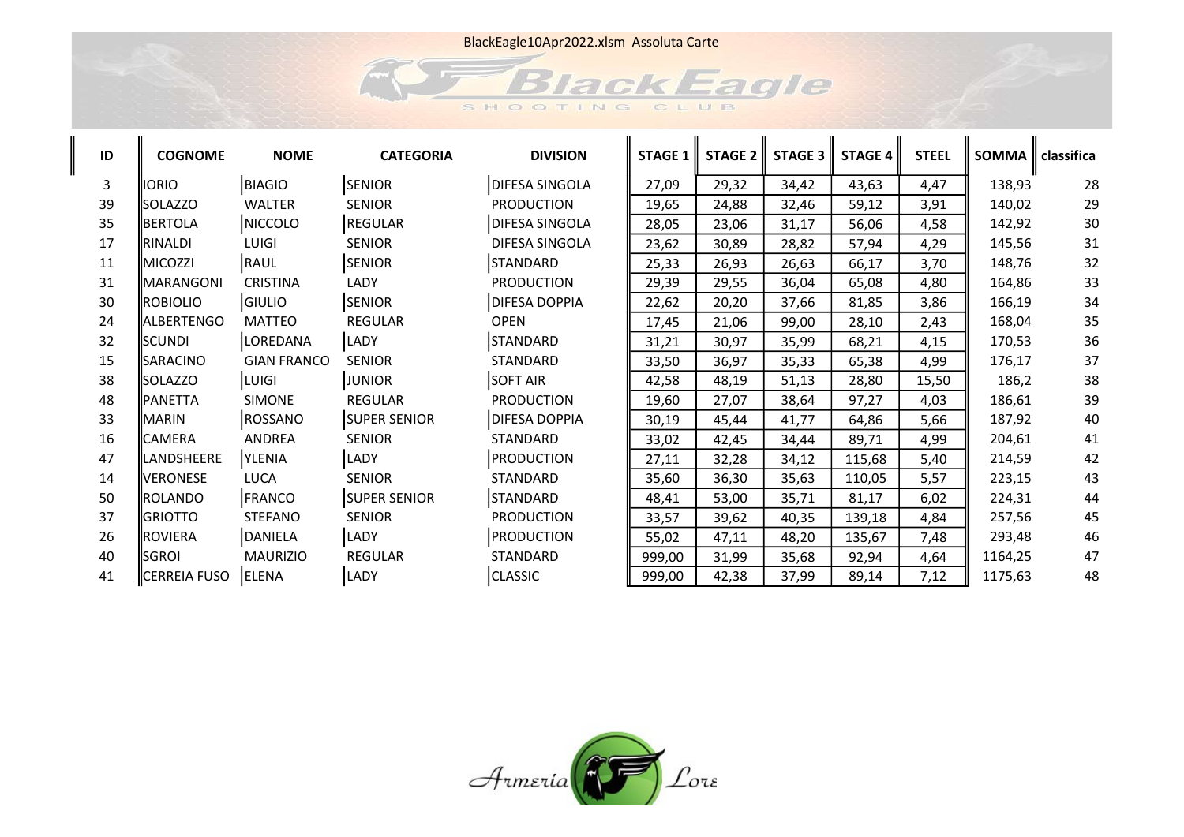BlackEagle10Apr2022.xlsm Assoluta Carte

| ID | COGNOME | NOME | CATEGORIA | DIVISION | STAGE 1 | STAGE 2 | STAGE 3 | STAGE 4 | STEEL | SOMMA | classifica |
|---|---|---|---|---|---|---|---|---|---|---|---|
| 3 | IORIO | BIAGIO | SENIOR | DIFESA SINGOLA | 27,09 | 29,32 | 34,42 | 43,63 | 4,47 | 138,93 | 28 |
| 39 | SOLAZZO | WALTER | SENIOR | PRODUCTION | 19,65 | 24,88 | 32,46 | 59,12 | 3,91 | 140,02 | 29 |
| 35 | BERTOLA | NICCOLO | REGULAR | DIFESA SINGOLA | 28,05 | 23,06 | 31,17 | 56,06 | 4,58 | 142,92 | 30 |
| 17 | RINALDI | LUIGI | SENIOR | DIFESA SINGOLA | 23,62 | 30,89 | 28,82 | 57,94 | 4,29 | 145,56 | 31 |
| 11 | MICOZZI | RAUL | SENIOR | STANDARD | 25,33 | 26,93 | 26,63 | 66,17 | 3,70 | 148,76 | 32 |
| 31 | MARANGONI | CRISTINA | LADY | PRODUCTION | 29,39 | 29,55 | 36,04 | 65,08 | 4,80 | 164,86 | 33 |
| 30 | ROBIOLIO | GIULIO | SENIOR | DIFESA DOPPIA | 22,62 | 20,20 | 37,66 | 81,85 | 3,86 | 166,19 | 34 |
| 24 | ALBERTENGO | MATTEO | REGULAR | OPEN | 17,45 | 21,06 | 99,00 | 28,10 | 2,43 | 168,04 | 35 |
| 32 | SCUNDI | LOREDANA | LADY | STANDARD | 31,21 | 30,97 | 35,99 | 68,21 | 4,15 | 170,53 | 36 |
| 15 | SARACINO | GIAN FRANCO | SENIOR | STANDARD | 33,50 | 36,97 | 35,33 | 65,38 | 4,99 | 176,17 | 37 |
| 38 | SOLAZZO | LUIGI | JUNIOR | SOFT AIR | 42,58 | 48,19 | 51,13 | 28,80 | 15,50 | 186,2 | 38 |
| 48 | PANETTA | SIMONE | REGULAR | PRODUCTION | 19,60 | 27,07 | 38,64 | 97,27 | 4,03 | 186,61 | 39 |
| 33 | MARIN | ROSSANO | SUPER SENIOR | DIFESA DOPPIA | 30,19 | 45,44 | 41,77 | 64,86 | 5,66 | 187,92 | 40 |
| 16 | CAMERA | ANDREA | SENIOR | STANDARD | 33,02 | 42,45 | 34,44 | 89,71 | 4,99 | 204,61 | 41 |
| 47 | LANDSHEERE | YLENIA | LADY | PRODUCTION | 27,11 | 32,28 | 34,12 | 115,68 | 5,40 | 214,59 | 42 |
| 14 | VERONESE | LUCA | SENIOR | STANDARD | 35,60 | 36,30 | 35,63 | 110,05 | 5,57 | 223,15 | 43 |
| 50 | ROLANDO | FRANCO | SUPER SENIOR | STANDARD | 48,41 | 53,00 | 35,71 | 81,17 | 6,02 | 224,31 | 44 |
| 37 | GRIOTTO | STEFANO | SENIOR | PRODUCTION | 33,57 | 39,62 | 40,35 | 139,18 | 4,84 | 257,56 | 45 |
| 26 | ROVIERA | DANIELA | LADY | PRODUCTION | 55,02 | 47,11 | 48,20 | 135,67 | 7,48 | 293,48 | 46 |
| 40 | SGROI | MAURIZIO | REGULAR | STANDARD | 999,00 | 31,99 | 35,68 | 92,94 | 4,64 | 1164,25 | 47 |
| 41 | CERREIA FUSO | ELENA | LADY | CLASSIC | 999,00 | 42,38 | 37,99 | 89,14 | 7,12 | 1175,63 | 48 |